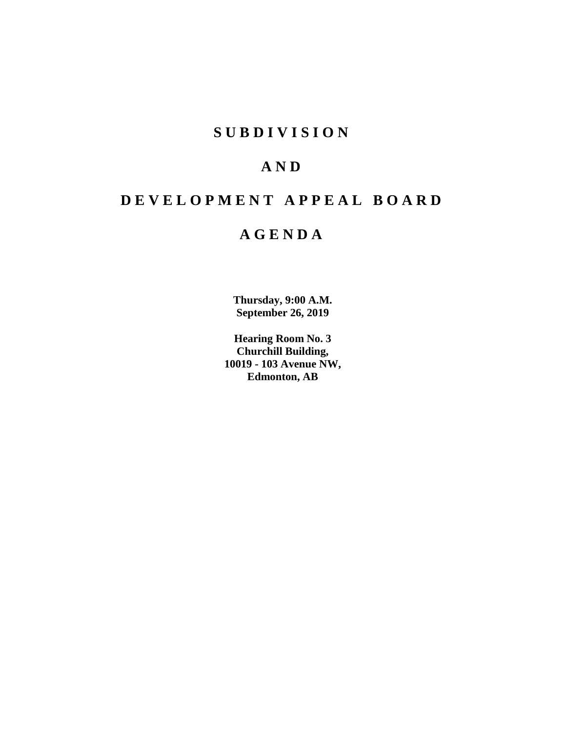# S U B D I V I S I O N

# A N D

# D E V E L O P M E N T   A P P E A L   B O A R D

# A G E N D A

**Thursday, 9:00 A.M.**
**September 26, 2019**

**Hearing Room No. 3**
**Churchill Building,**
**10019 - 103 Avenue NW,**
**Edmonton, AB**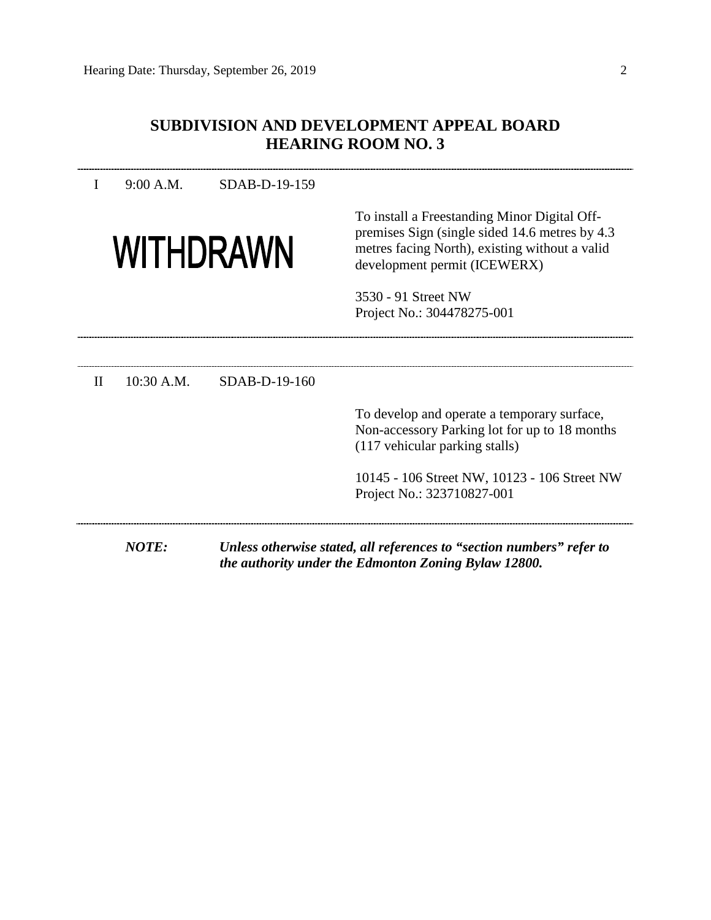## SUBDIVISION AND DEVELOPMENT APPEAL BOARD
## HEARING ROOM NO. 3

---

I 9:00 A.M. SDAB-D-19-159

**WITHDRAWN**

To install a Freestanding Minor Digital Off-premises Sign (single sided 14.6 metres by 4.3 metres facing North), existing without a valid development permit (ICEWERX)

3530 - 91 Street NW
Project No.: 304478275-001

---

II 10:30 A.M. SDAB-D-19-160

To develop and operate a temporary surface, Non-accessory Parking lot for up to 18 months (117 vehicular parking stalls)

10145 - 106 Street NW, 10123 - 106 Street NW
Project No.: 323710827-001

---

***NOTE:*** ***Unless otherwise stated, all references to "section numbers" refer to the authority under the Edmonton Zoning Bylaw 12800.***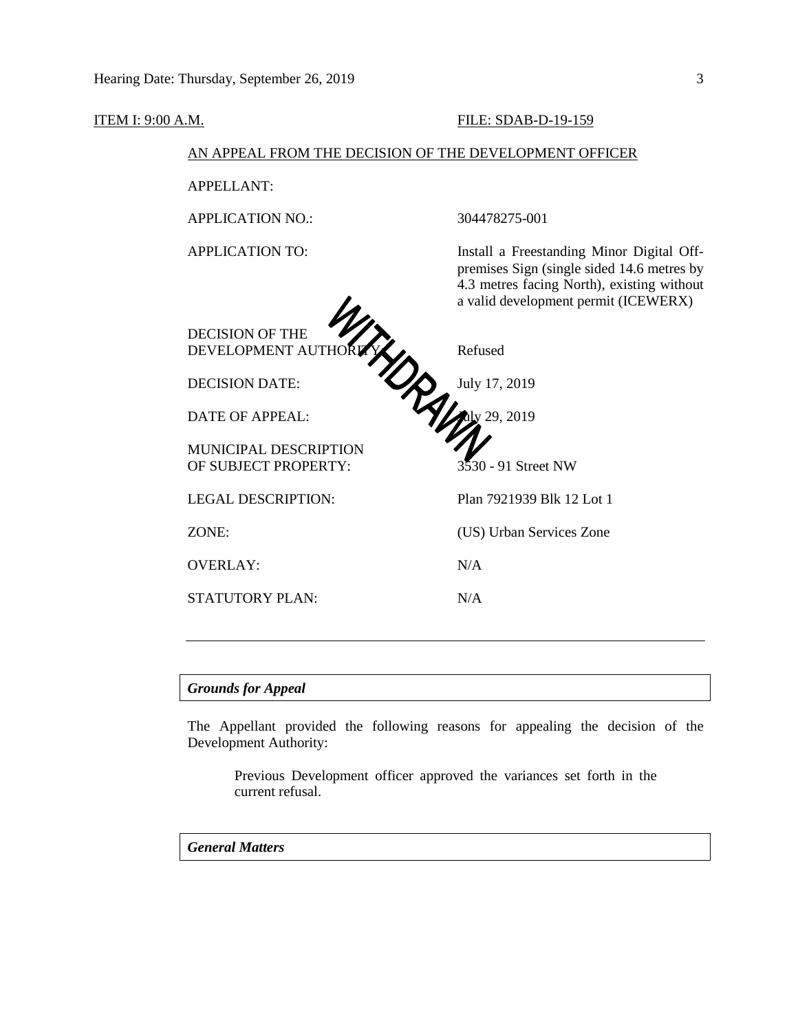ITEM I: 9:00 A.M. FILE: SDAB-D-19-159

AN APPEAL FROM THE DECISION OF THE DEVELOPMENT OFFICER

WITHDRAWN

| | |
|---|---|
| APPELLANT: | |
| APPLICATION NO.: | 304478275-001 |
| APPLICATION TO: | Install a Freestanding Minor Digital Off-premises Sign (single sided 14.6 metres by 4.3 metres facing North), existing without a valid development permit (ICEWERX) |
| DECISION OF THE DEVELOPMENT AUTHORITY: | Refused |
| DECISION DATE: | July 17, 2019 |
| DATE OF APPEAL: | July 29, 2019 |
| MUNICIPAL DESCRIPTION OF SUBJECT PROPERTY: | 3530 - 91 Street NW |
| LEGAL DESCRIPTION: | Plan 7921939 Blk 12 Lot 1 |
| ZONE: | (US) Urban Services Zone |
| OVERLAY: | N/A |
| STATUTORY PLAN: | N/A |

---

***Grounds for Appeal***

The Appellant provided the following reasons for appealing the decision of the Development Authority:

> Previous Development officer approved the variances set forth in the current refusal.

***General Matters***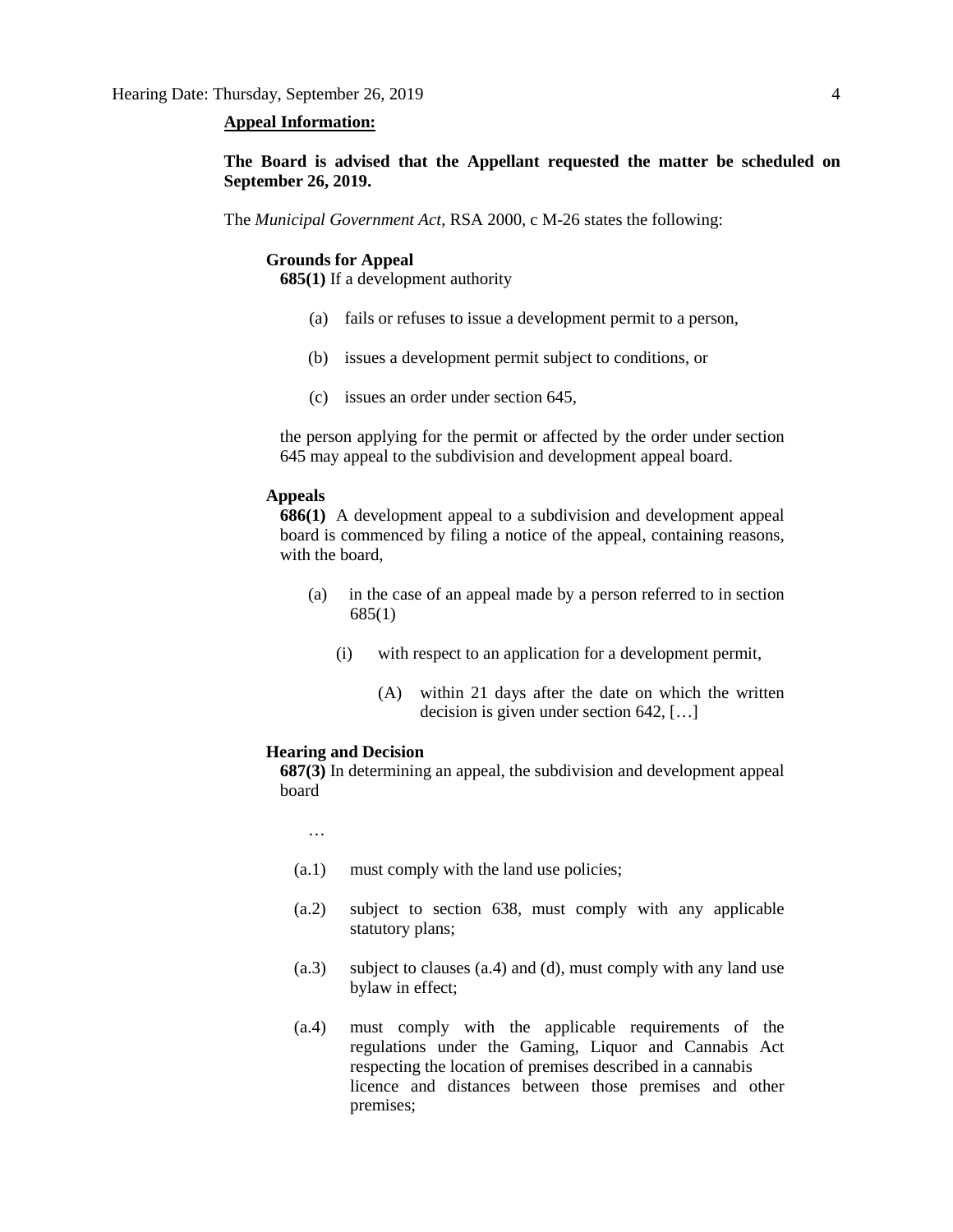**Appeal Information:**

**The Board is advised that the Appellant requested the matter be scheduled on September 26, 2019.**

The *Municipal Government Act*, RSA 2000, c M-26 states the following:

**Grounds for Appeal**

**685(1)** If a development authority

(a) fails or refuses to issue a development permit to a person,

(b) issues a development permit subject to conditions, or

(c) issues an order under section 645,

the person applying for the permit or affected by the order under section 645 may appeal to the subdivision and development appeal board.

**Appeals**

**686(1)** A development appeal to a subdivision and development appeal board is commenced by filing a notice of the appeal, containing reasons, with the board,

(a) in the case of an appeal made by a person referred to in section 685(1)

(i) with respect to an application for a development permit,

(A) within 21 days after the date on which the written decision is given under section 642, […]

**Hearing and Decision**

**687(3)** In determining an appeal, the subdivision and development appeal board

…

(a.1) must comply with the land use policies;

(a.2) subject to section 638, must comply with any applicable statutory plans;

(a.3) subject to clauses (a.4) and (d), must comply with any land use bylaw in effect;

(a.4) must comply with the applicable requirements of the regulations under the Gaming, Liquor and Cannabis Act respecting the location of premises described in a cannabis licence and distances between those premises and other premises;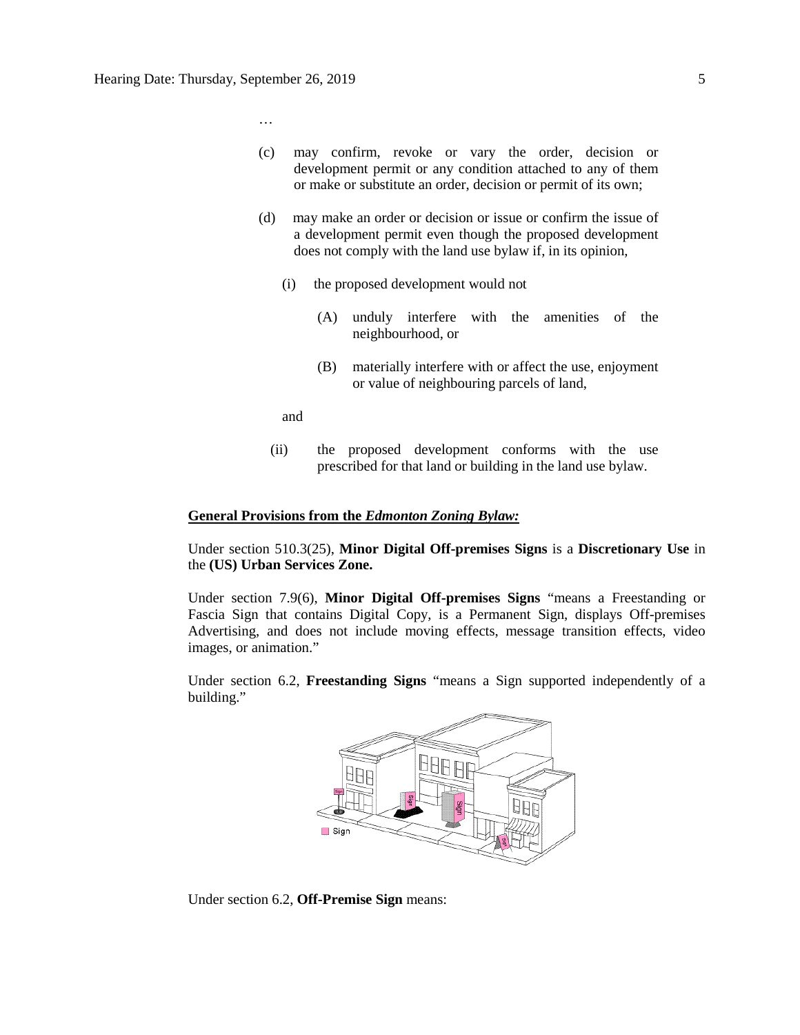…

(c) may confirm, revoke or vary the order, decision or development permit or any condition attached to any of them or make or substitute an order, decision or permit of its own;

(d) may make an order or decision or issue or confirm the issue of a development permit even though the proposed development does not comply with the land use bylaw if, in its opinion,

(i) the proposed development would not

(A) unduly interfere with the amenities of the neighbourhood, or

(B) materially interfere with or affect the use, enjoyment or value of neighbouring parcels of land,

and

(ii) the proposed development conforms with the use prescribed for that land or building in the land use bylaw.

**General Provisions from the *Edmonton Zoning Bylaw:***

Under section 510.3(25), **Minor Digital Off-premises Signs** is a **Discretionary Use** in the **(US) Urban Services Zone.**

Under section 7.9(6), **Minor Digital Off-premises Signs** "means a Freestanding or Fascia Sign that contains Digital Copy, is a Permanent Sign, displays Off-premises Advertising, and does not include moving effects, message transition effects, video images, or animation."

Under section 6.2, **Freestanding Signs** "means a Sign supported independently of a building."

Under section 6.2, **Off-Premise Sign** means: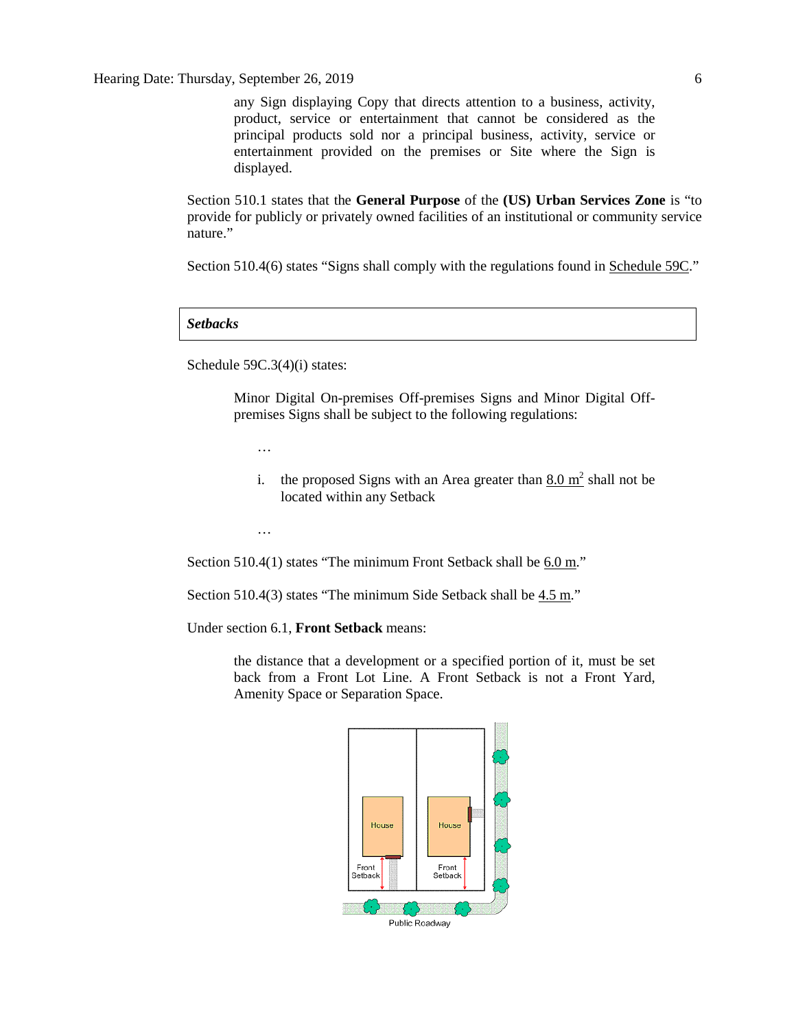any Sign displaying Copy that directs attention to a business, activity, product, service or entertainment that cannot be considered as the principal products sold nor a principal business, activity, service or entertainment provided on the premises or Site where the Sign is displayed.

Section 510.1 states that the **General Purpose** of the **(US) Urban Services Zone** is "to provide for publicly or privately owned facilities of an institutional or community service nature."

Section 510.4(6) states "Signs shall comply with the regulations found in Schedule 59C."

***Setbacks***

Schedule 59C.3(4)(i) states:

> Minor Digital On-premises Off-premises Signs and Minor Digital Off-premises Signs shall be subject to the following regulations:
>
> …
>
> i. the proposed Signs with an Area greater than $8.0\ m^2$ shall not be located within any Setback
>
> …

Section 510.4(1) states "The minimum Front Setback shall be 6.0 m."

Section 510.4(3) states "The minimum Side Setback shall be 4.5 m."

Under section 6.1, **Front Setback** means:

> the distance that a development or a specified portion of it, must be set back from a Front Lot Line. A Front Setback is not a Front Yard, Amenity Space or Separation Space.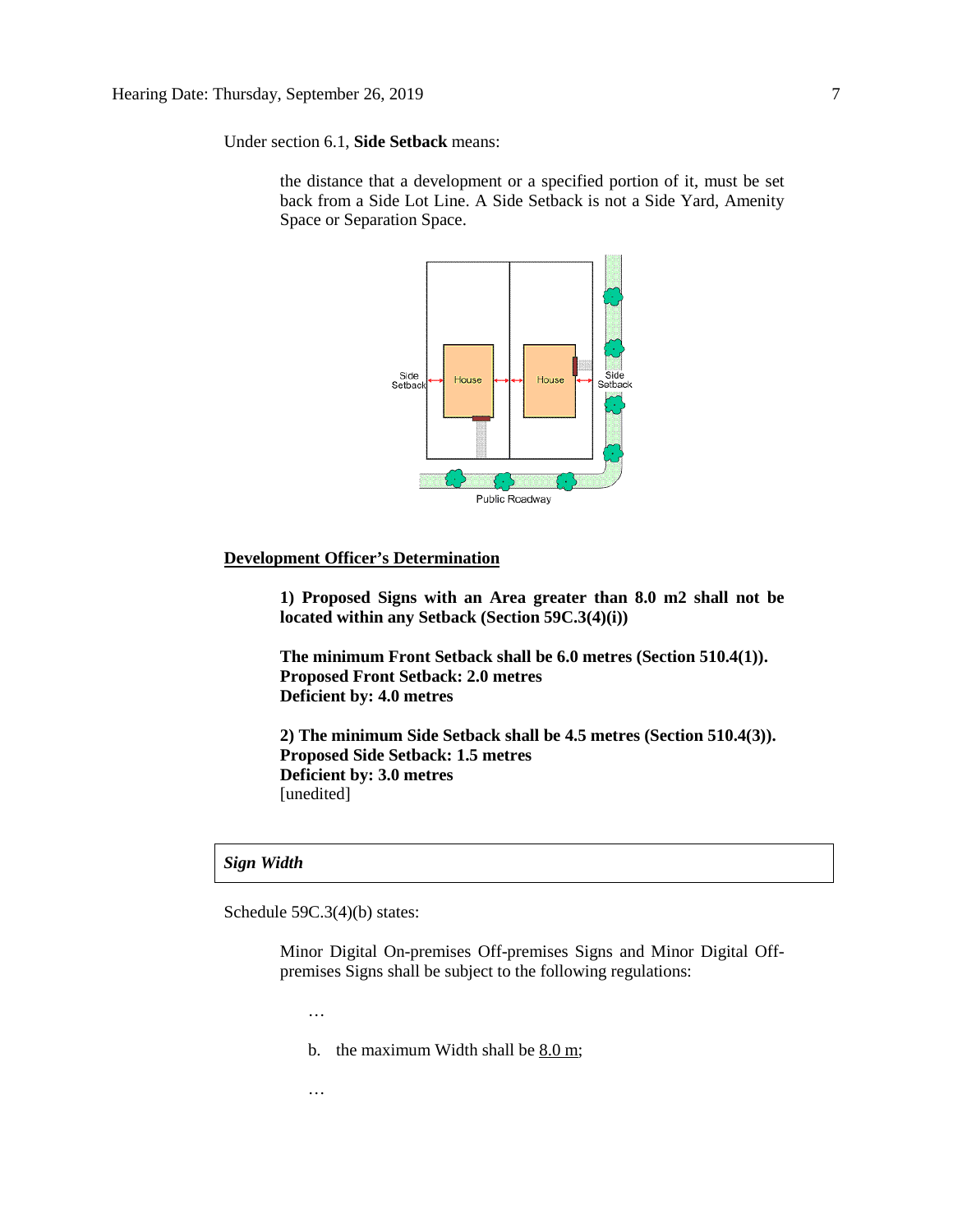Under section 6.1, **Side Setback** means:

> the distance that a development or a specified portion of it, must be set back from a Side Lot Line. A Side Setback is not a Side Yard, Amenity Space or Separation Space.

## Development Officer's Determination

> **1) Proposed Signs with an Area greater than 8.0 m2 shall not be located within any Setback (Section 59C.3(4)(i))**
>
> **The minimum Front Setback shall be 6.0 metres (Section 510.4(1)).**
> **Proposed Front Setback: 2.0 metres**
> **Deficient by: 4.0 metres**
>
> **2) The minimum Side Setback shall be 4.5 metres (Section 510.4(3)).**
> **Proposed Side Setback: 1.5 metres**
> **Deficient by: 3.0 metres**
> [unedited]

### *Sign Width*

Schedule 59C.3(4)(b) states:

> Minor Digital On-premises Off-premises Signs and Minor Digital Off-premises Signs shall be subject to the following regulations:
>
> …
>
> b. the maximum Width shall be 8.0 m;
>
> …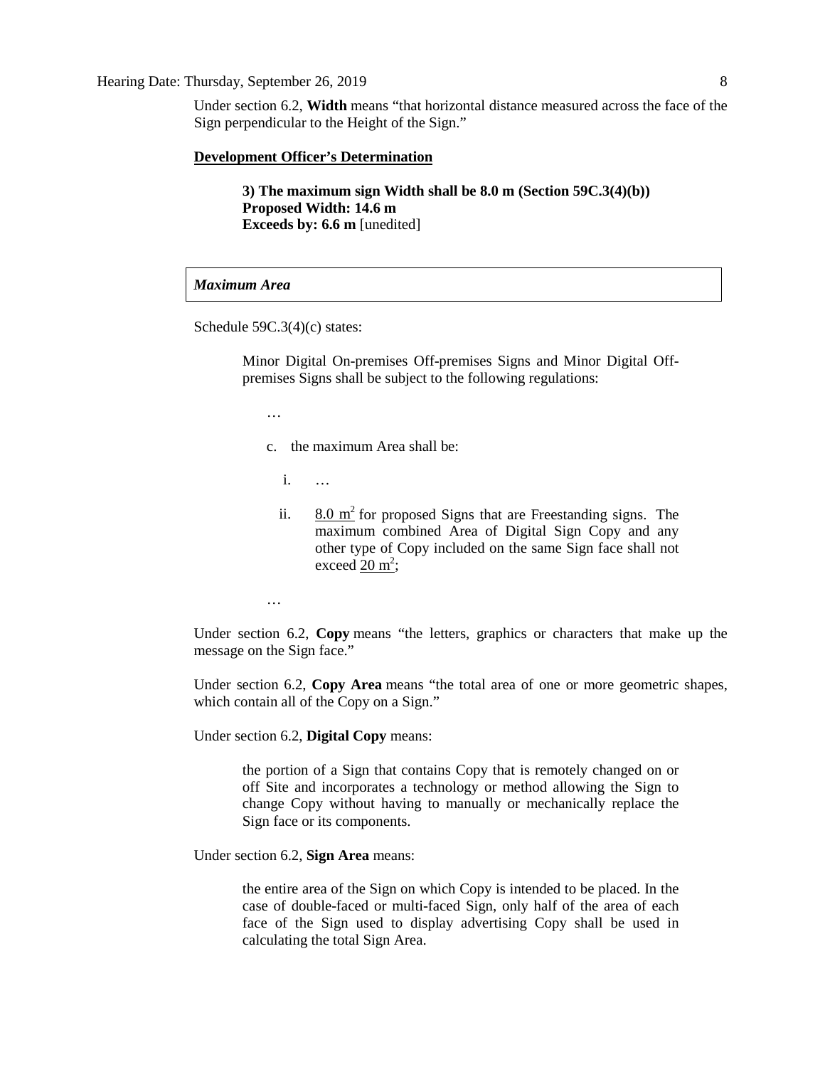Under section 6.2, **Width** means "that horizontal distance measured across the face of the Sign perpendicular to the Height of the Sign."

**Development Officer's Determination**

> **3) The maximum sign Width shall be 8.0 m (Section 59C.3(4)(b))**
> **Proposed Width: 14.6 m**
> **Exceeds by: 6.6 m** [unedited]

***Maximum Area***

Schedule 59C.3(4)(c) states:

> Minor Digital On-premises Off-premises Signs and Minor Digital Off-premises Signs shall be subject to the following regulations:
>
> …
>
> c. the maximum Area shall be:
>
> i. …
>
> ii. $\underline{8.0\ m^2}$ for proposed Signs that are Freestanding signs. The maximum combined Area of Digital Sign Copy and any other type of Copy included on the same Sign face shall not exceed $\underline{20\ m^2}$;
>
> …

Under section 6.2, **Copy** means "the letters, graphics or characters that make up the message on the Sign face."

Under section 6.2, **Copy Area** means "the total area of one or more geometric shapes, which contain all of the Copy on a Sign."

Under section 6.2, **Digital Copy** means:

> the portion of a Sign that contains Copy that is remotely changed on or off Site and incorporates a technology or method allowing the Sign to change Copy without having to manually or mechanically replace the Sign face or its components.

Under section 6.2, **Sign Area** means:

> the entire area of the Sign on which Copy is intended to be placed. In the case of double-faced or multi-faced Sign, only half of the area of each face of the Sign used to display advertising Copy shall be used in calculating the total Sign Area.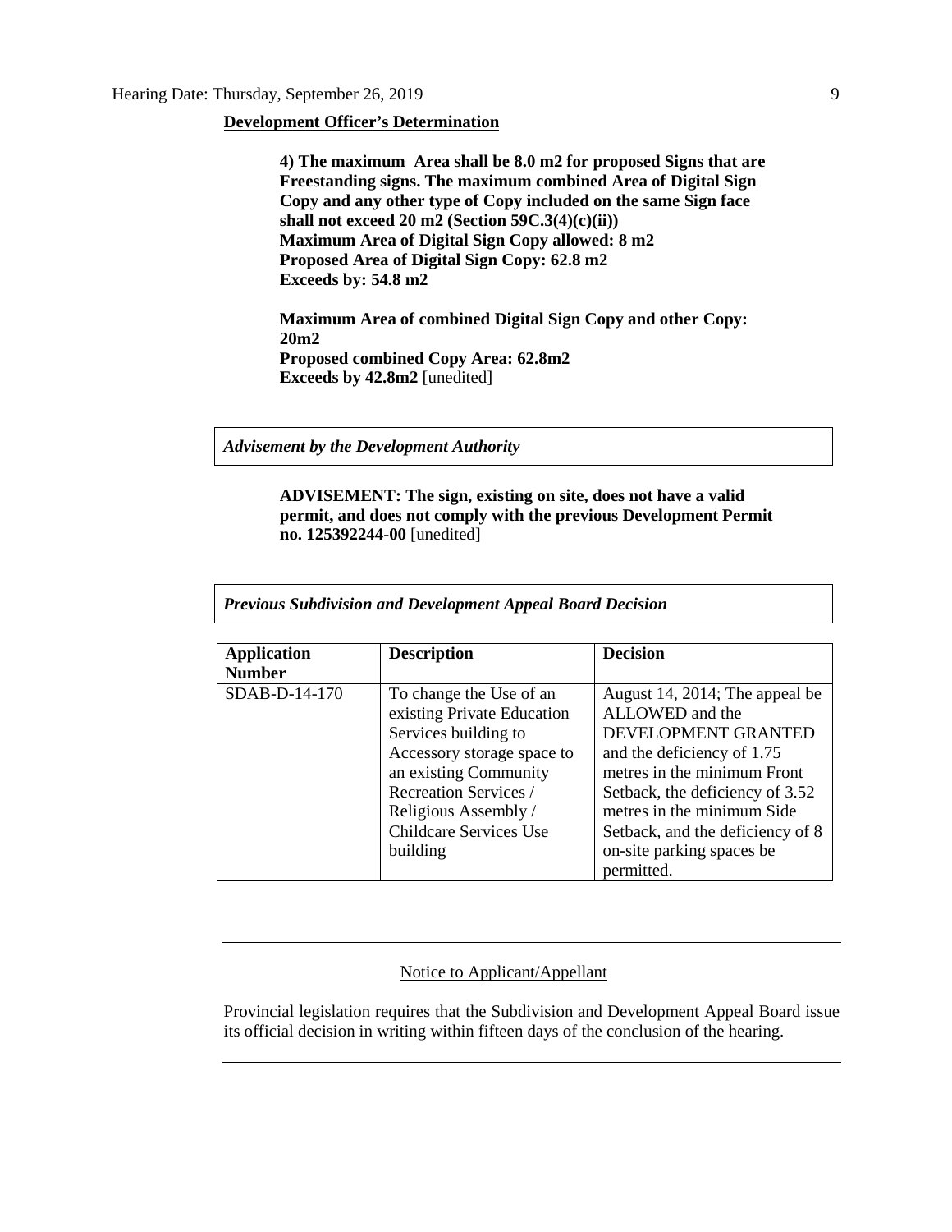**Development Officer's Determination**

> **4) The maximum Area shall be 8.0 m2 for proposed Signs that are Freestanding signs. The maximum combined Area of Digital Sign Copy and any other type of Copy included on the same Sign face shall not exceed 20 m2 (Section 59C.3(4)(c)(ii))**
> **Maximum Area of Digital Sign Copy allowed: 8 m2**
> **Proposed Area of Digital Sign Copy: 62.8 m2**
> **Exceeds by: 54.8 m2**
>
> **Maximum Area of combined Digital Sign Copy and other Copy: 20m2**
> **Proposed combined Copy Area: 62.8m2**
> **Exceeds by 42.8m2** [unedited]

***Advisement by the Development Authority***

> **ADVISEMENT: The sign, existing on site, does not have a valid permit, and does not comply with the previous Development Permit no. 125392244-00** [unedited]

***Previous Subdivision and Development Appeal Board Decision***

| **Application Number** | **Description** | **Decision** |
|---|---|---|
| SDAB-D-14-170 | To change the Use of an existing Private Education Services building to Accessory storage space to an existing Community Recreation Services / Religious Assembly / Childcare Services Use building | August 14, 2014; The appeal be ALLOWED and the DEVELOPMENT GRANTED and the deficiency of 1.75 metres in the minimum Front Setback, the deficiency of 3.52 metres in the minimum Side Setback, and the deficiency of 8 on-site parking spaces be permitted. |

---

Notice to Applicant/Appellant

Provincial legislation requires that the Subdivision and Development Appeal Board issue its official decision in writing within fifteen days of the conclusion of the hearing.

---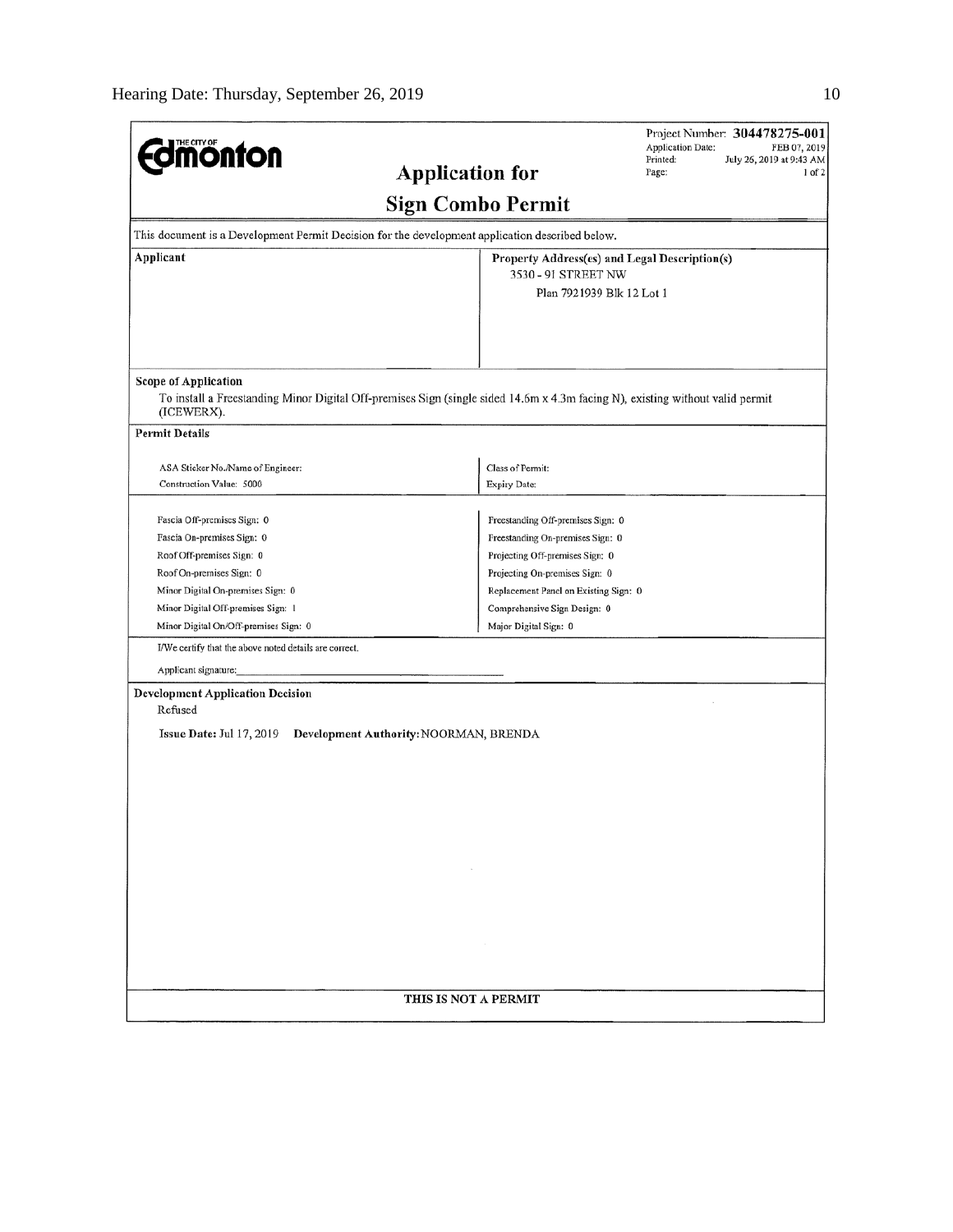**Edmonton** (THE CITY OF)

Project Number: **304478275-001**
Application Date: FEB 07, 2019
Printed: July 26, 2019 at 9:43 AM
Page: 1 of 2

# Application for

# Sign Combo Permit

This document is a Development Permit Decision for the development application described below.

| Applicant | Property Address(es) and Legal Description(s) |
|---|---|
| | 3530 - 91 STREET NW<br>Plan 7921939 Blk 12 Lot 1 |

**Scope of Application**

To install a Freestanding Minor Digital Off-premises Sign (single sided 14.6m x 4.3m facing N), existing without valid permit (ICEWERX).

**Permit Details**

| | |
|---|---|
| ASA Sticker No./Name of Engineer: | Class of Permit: |
| Construction Value: 5000 | Expiry Date: |

| | |
|---|---|
| Fascia Off-premises Sign: 0 | Freestanding Off-premises Sign: 0 |
| Fascia On-premises Sign: 0 | Freestanding On-premises Sign: 0 |
| Roof Off-premises Sign: 0 | Projecting Off-premises Sign: 0 |
| Roof On-premises Sign: 0 | Projecting On-premises Sign: 0 |
| Minor Digital On-premises Sign: 0 | Replacement Panel on Existing Sign: 0 |
| Minor Digital Off-premises Sign: 1 | Comprehensive Sign Design: 0 |
| Minor Digital On/Off-premises Sign: 0 | Major Digital Sign: 0 |

I/We certify that the above noted details are correct.

Applicant signature:_______________________________

**Development Application Decision**

Refused

**Issue Date:** Jul 17, 2019 **Development Authority:** NOORMAN, BRENDA

**THIS IS NOT A PERMIT**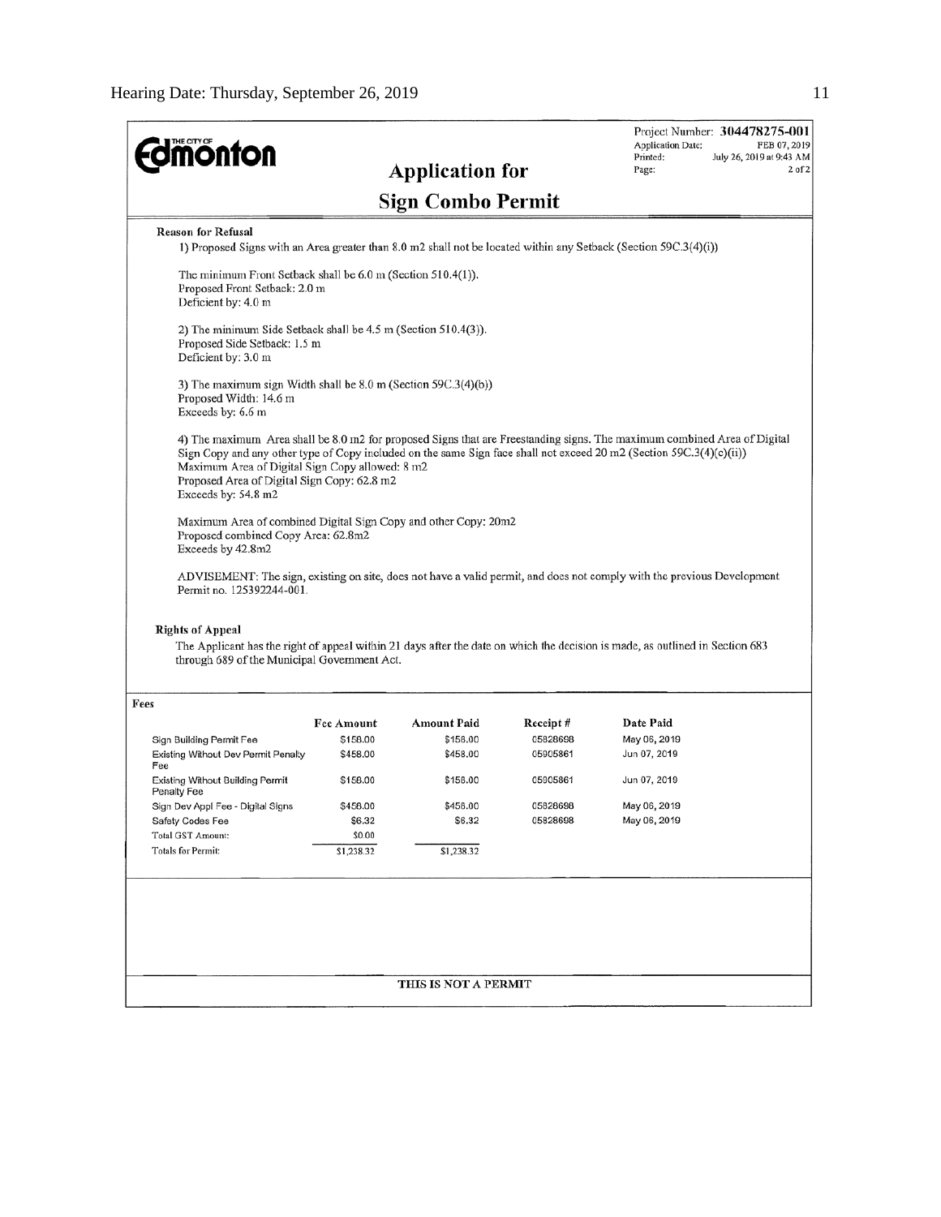**Edmonton** (THE CITY OF)

Project Number: **304478275-001**
Application Date: FEB 07, 2019
Printed: July 26, 2019 at 9:43 AM
Page: 2 of 2

# Application for Sign Combo Permit

**Reason for Refusal**

1) Proposed Signs with an Area greater than 8.0 m2 shall not be located within any Setback (Section 59C.3(4)(i))

The minimum Front Setback shall be 6.0 m (Section 510.4(1)).
Proposed Front Setback: 2.0 m
Deficient by: 4.0 m

2) The minimum Side Setback shall be 4.5 m (Section 510.4(3)).
Proposed Side Setback: 1.5 m
Deficient by: 3.0 m

3) The maximum sign Width shall be 8.0 m (Section 59C.3(4)(b))
Proposed Width: 14.6 m
Exceeds by: 6.6 m

4) The maximum Area shall be 8.0 m2 for proposed Signs that are Freestanding signs. The maximum combined Area of Digital Sign Copy and any other type of Copy included on the same Sign face shall not exceed 20 m2 (Section 59C.3(4)(c)(ii))
Maximum Area of Digital Sign Copy allowed: 8 m2
Proposed Area of Digital Sign Copy: 62.8 m2
Exceeds by: 54.8 m2

Maximum Area of combined Digital Sign Copy and other Copy: 20m2
Proposed combined Copy Area: 62.8m2
Exceeds by 42.8m2

ADVISEMENT: The sign, existing on site, does not have a valid permit, and does not comply with the previous Development Permit no. 125392244-001.

**Rights of Appeal**

The Applicant has the right of appeal within 21 days after the date on which the decision is made, as outlined in Section 683 through 689 of the Municipal Government Act.

**Fees**

| | Fee Amount | Amount Paid | Receipt # | Date Paid |
|---|---|---|---|---|
| Sign Building Permit Fee | $158.00 | $158.00 | 05828698 | May 06, 2019 |
| Existing Without Dev Permit Penalty Fee | $458.00 | $458.00 | 05905861 | Jun 07, 2019 |
| Existing Without Building Permit Penalty Fee | $158.00 | $158.00 | 05905861 | Jun 07, 2019 |
| Sign Dev Appl Fee - Digital Signs | $458.00 | $458.00 | 05828698 | May 06, 2019 |
| Safety Codes Fee | $6.32 | $6.32 | 05828698 | May 06, 2019 |
| Total GST Amount: | $0.00 | | | |
| Totals for Permit: | $1,238.32 | $1,238.32 | | |

THIS IS NOT A PERMIT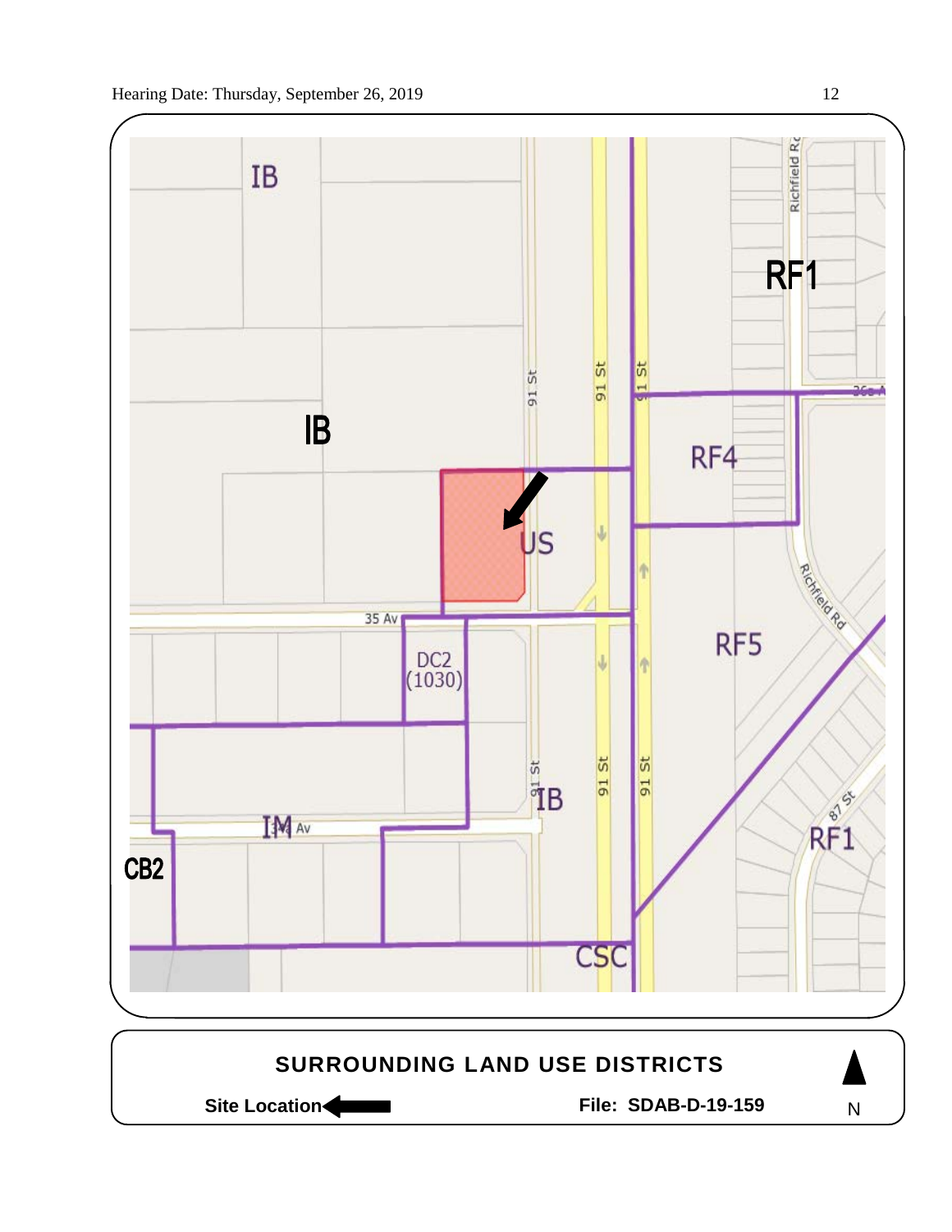IB

IB

RF1

RF4

US

RF5

DC2 (1030)

IB

IM

CB2

RF1

CSC

91 St

35 Av

Richfield Rd

87 St

## SURROUNDING LAND USE DISTRICTS

**Site Location**

**File: SDAB-D-19-159**

N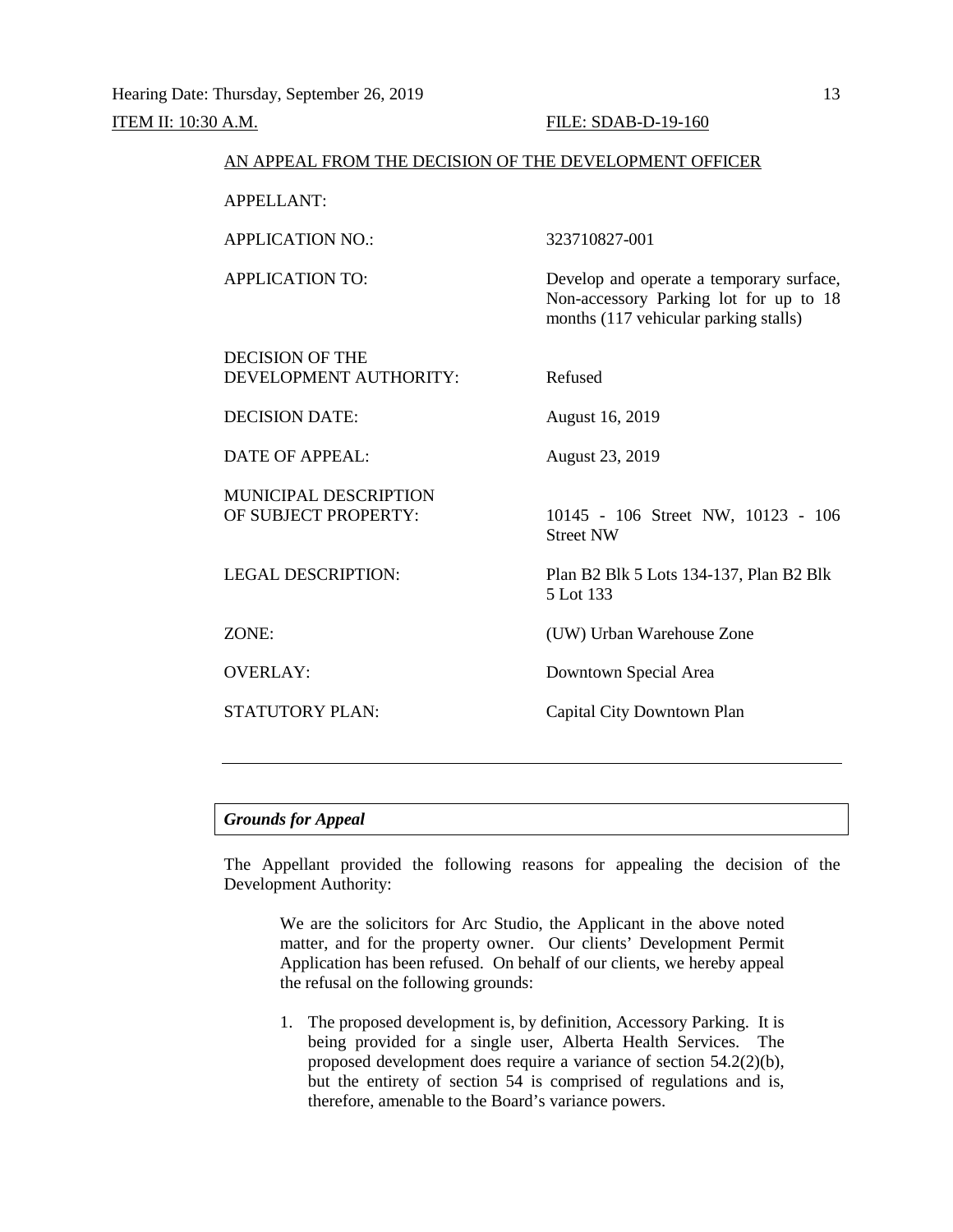ITEM II: 10:30 A.M. FILE: SDAB-D-19-160

AN APPEAL FROM THE DECISION OF THE DEVELOPMENT OFFICER

| | |
|---|---|
| APPELLANT: | |
| APPLICATION NO.: | 323710827-001 |
| APPLICATION TO: | Develop and operate a temporary surface, Non-accessory Parking lot for up to 18 months (117 vehicular parking stalls) |
| DECISION OF THE DEVELOPMENT AUTHORITY: | Refused |
| DECISION DATE: | August 16, 2019 |
| DATE OF APPEAL: | August 23, 2019 |
| MUNICIPAL DESCRIPTION OF SUBJECT PROPERTY: | 10145 - 106 Street NW, 10123 - 106 Street NW |
| LEGAL DESCRIPTION: | Plan B2 Blk 5 Lots 134-137, Plan B2 Blk 5 Lot 133 |
| ZONE: | (UW) Urban Warehouse Zone |
| OVERLAY: | Downtown Special Area |
| STATUTORY PLAN: | Capital City Downtown Plan |

---

***Grounds for Appeal***

The Appellant provided the following reasons for appealing the decision of the Development Authority:

> We are the solicitors for Arc Studio, the Applicant in the above noted matter, and for the property owner. Our clients' Development Permit Application has been refused. On behalf of our clients, we hereby appeal the refusal on the following grounds:
>
> 1. The proposed development is, by definition, Accessory Parking. It is being provided for a single user, Alberta Health Services. The proposed development does require a variance of section 54.2(2)(b), but the entirety of section 54 is comprised of regulations and is, therefore, amenable to the Board's variance powers.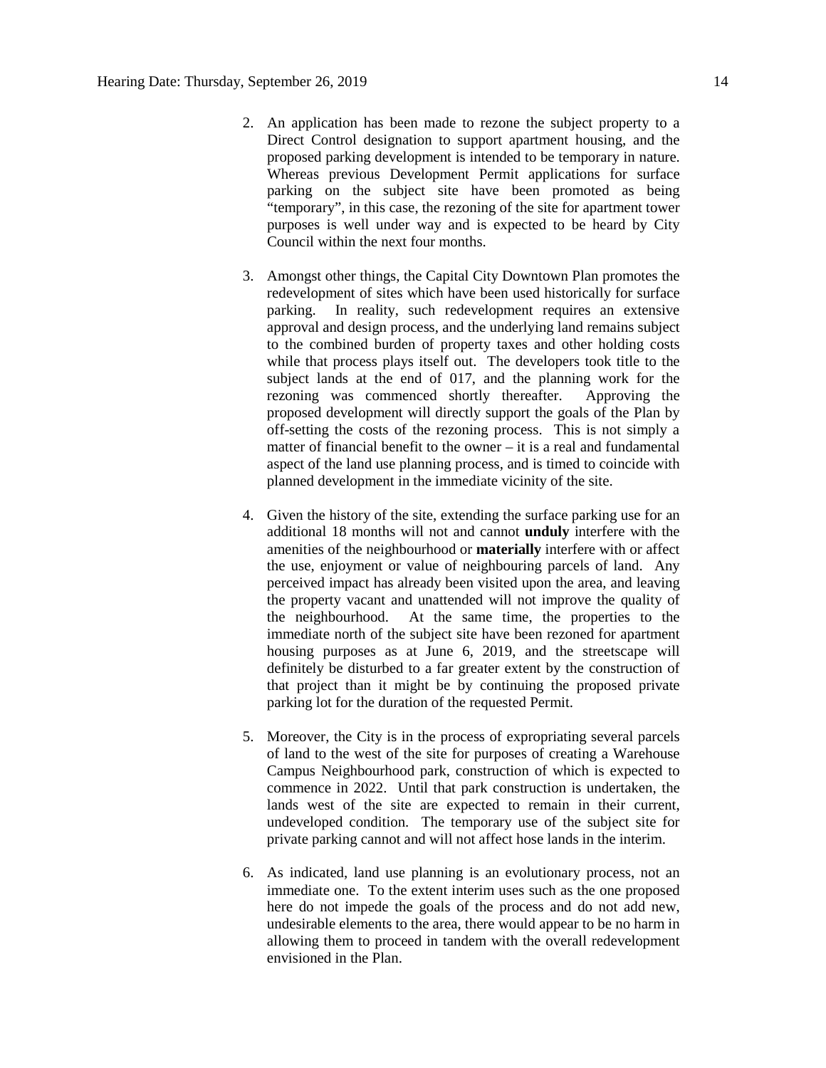2. An application has been made to rezone the subject property to a Direct Control designation to support apartment housing, and the proposed parking development is intended to be temporary in nature. Whereas previous Development Permit applications for surface parking on the subject site have been promoted as being "temporary", in this case, the rezoning of the site for apartment tower purposes is well under way and is expected to be heard by City Council within the next four months.

3. Amongst other things, the Capital City Downtown Plan promotes the redevelopment of sites which have been used historically for surface parking. In reality, such redevelopment requires an extensive approval and design process, and the underlying land remains subject to the combined burden of property taxes and other holding costs while that process plays itself out. The developers took title to the subject lands at the end of 017, and the planning work for the rezoning was commenced shortly thereafter. Approving the proposed development will directly support the goals of the Plan by off-setting the costs of the rezoning process. This is not simply a matter of financial benefit to the owner – it is a real and fundamental aspect of the land use planning process, and is timed to coincide with planned development in the immediate vicinity of the site.

4. Given the history of the site, extending the surface parking use for an additional 18 months will not and cannot **unduly** interfere with the amenities of the neighbourhood or **materially** interfere with or affect the use, enjoyment or value of neighbouring parcels of land. Any perceived impact has already been visited upon the area, and leaving the property vacant and unattended will not improve the quality of the neighbourhood. At the same time, the properties to the immediate north of the subject site have been rezoned for apartment housing purposes as at June 6, 2019, and the streetscape will definitely be disturbed to a far greater extent by the construction of that project than it might be by continuing the proposed private parking lot for the duration of the requested Permit.

5. Moreover, the City is in the process of expropriating several parcels of land to the west of the site for purposes of creating a Warehouse Campus Neighbourhood park, construction of which is expected to commence in 2022. Until that park construction is undertaken, the lands west of the site are expected to remain in their current, undeveloped condition. The temporary use of the subject site for private parking cannot and will not affect hose lands in the interim.

6. As indicated, land use planning is an evolutionary process, not an immediate one. To the extent interim uses such as the one proposed here do not impede the goals of the process and do not add new, undesirable elements to the area, there would appear to be no harm in allowing them to proceed in tandem with the overall redevelopment envisioned in the Plan.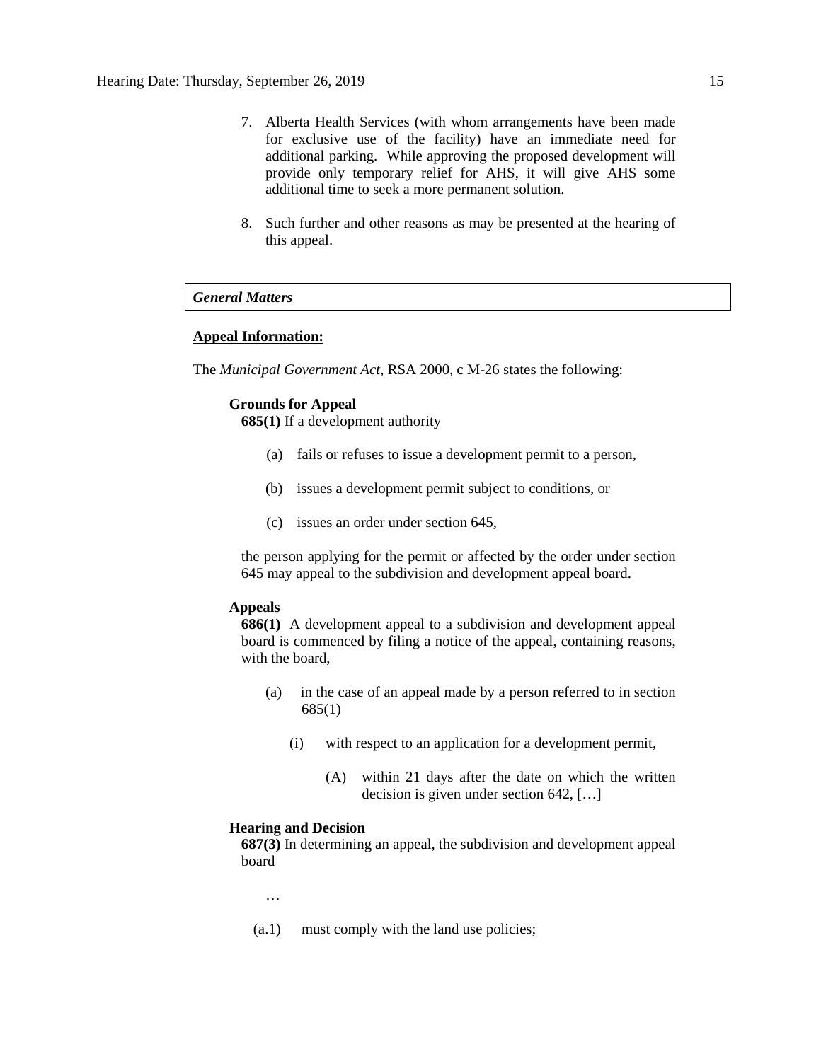7. Alberta Health Services (with whom arrangements have been made for exclusive use of the facility) have an immediate need for additional parking. While approving the proposed development will provide only temporary relief for AHS, it will give AHS some additional time to seek a more permanent solution.

8. Such further and other reasons as may be presented at the hearing of this appeal.

### *General Matters*

**Appeal Information:**

The *Municipal Government Act*, RSA 2000, c M-26 states the following:

**Grounds for Appeal**

**685(1)** If a development authority

(a) fails or refuses to issue a development permit to a person,

(b) issues a development permit subject to conditions, or

(c) issues an order under section 645,

the person applying for the permit or affected by the order under section 645 may appeal to the subdivision and development appeal board.

**Appeals**

**686(1)** A development appeal to a subdivision and development appeal board is commenced by filing a notice of the appeal, containing reasons, with the board,

(a) in the case of an appeal made by a person referred to in section 685(1)

(i) with respect to an application for a development permit,

(A) within 21 days after the date on which the written decision is given under section 642, […]

**Hearing and Decision**

**687(3)** In determining an appeal, the subdivision and development appeal board

…

(a.1) must comply with the land use policies;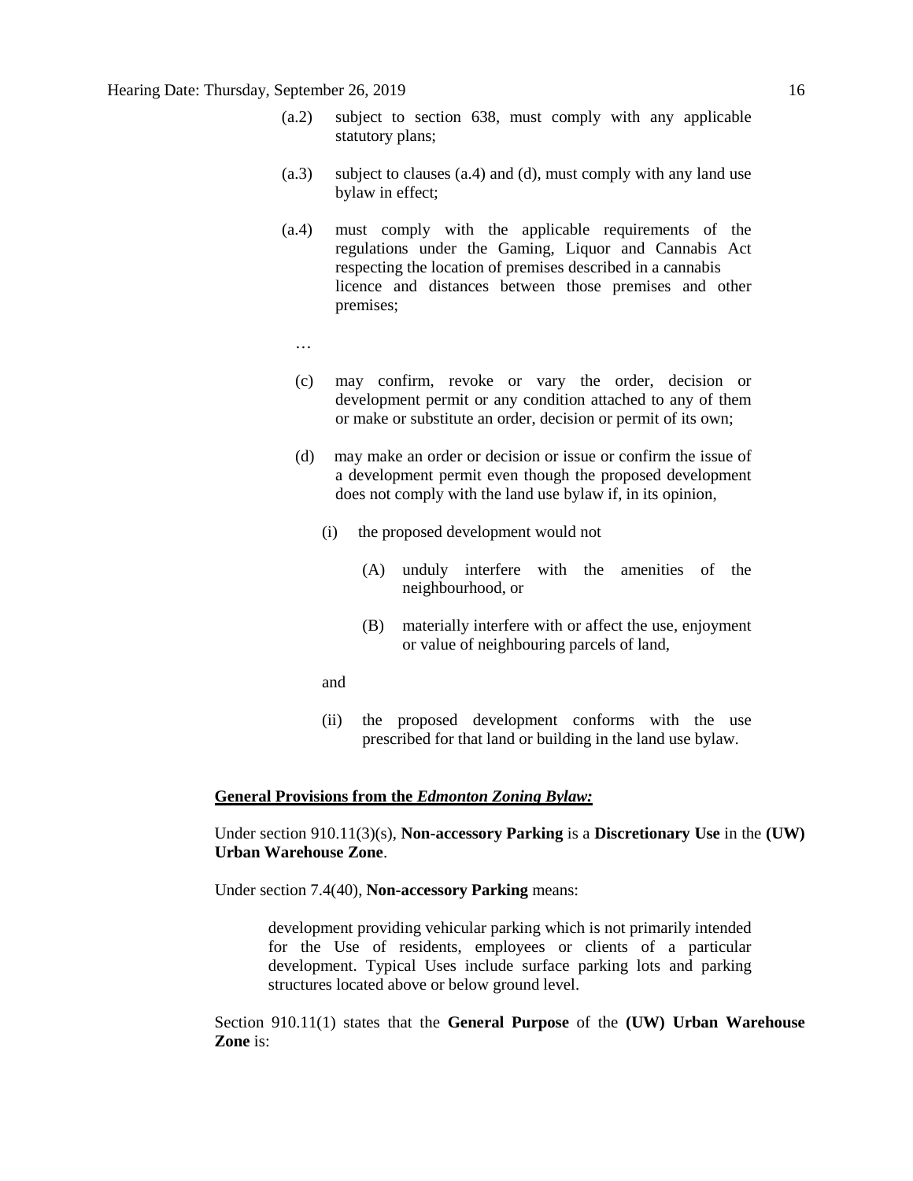(a.2) subject to section 638, must comply with any applicable statutory plans;

(a.3) subject to clauses (a.4) and (d), must comply with any land use bylaw in effect;

(a.4) must comply with the applicable requirements of the regulations under the Gaming, Liquor and Cannabis Act respecting the location of premises described in a cannabis licence and distances between those premises and other premises;

…

(c) may confirm, revoke or vary the order, decision or development permit or any condition attached to any of them or make or substitute an order, decision or permit of its own;

(d) may make an order or decision or issue or confirm the issue of a development permit even though the proposed development does not comply with the land use bylaw if, in its opinion,

(i) the proposed development would not

(A) unduly interfere with the amenities of the neighbourhood, or

(B) materially interfere with or affect the use, enjoyment or value of neighbouring parcels of land,

and

(ii) the proposed development conforms with the use prescribed for that land or building in the land use bylaw.

**General Provisions from the *Edmonton Zoning Bylaw:***

Under section 910.11(3)(s), **Non-accessory Parking** is a **Discretionary Use** in the **(UW) Urban Warehouse Zone**.

Under section 7.4(40), **Non-accessory Parking** means:

> development providing vehicular parking which is not primarily intended for the Use of residents, employees or clients of a particular development. Typical Uses include surface parking lots and parking structures located above or below ground level.

Section 910.11(1) states that the **General Purpose** of the **(UW) Urban Warehouse Zone** is: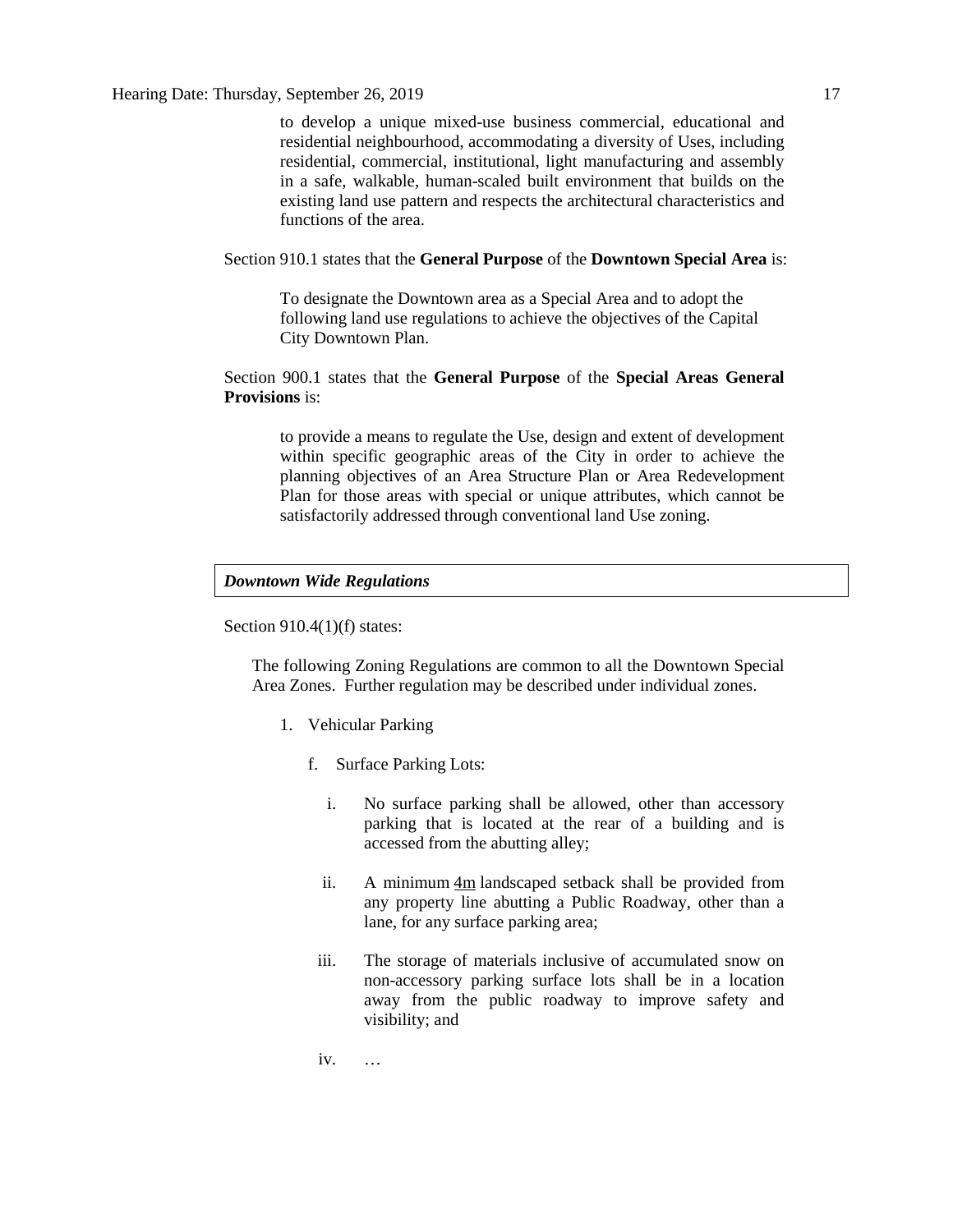> to develop a unique mixed-use business commercial, educational and residential neighbourhood, accommodating a diversity of Uses, including residential, commercial, institutional, light manufacturing and assembly in a safe, walkable, human-scaled built environment that builds on the existing land use pattern and respects the architectural characteristics and functions of the area.

Section 910.1 states that the **General Purpose** of the **Downtown Special Area** is:

> To designate the Downtown area as a Special Area and to adopt the following land use regulations to achieve the objectives of the Capital City Downtown Plan.

Section 900.1 states that the **General Purpose** of the **Special Areas General Provisions** is:

> to provide a means to regulate the Use, design and extent of development within specific geographic areas of the City in order to achieve the planning objectives of an Area Structure Plan or Area Redevelopment Plan for those areas with special or unique attributes, which cannot be satisfactorily addressed through conventional land Use zoning.

***Downtown Wide Regulations***

Section 910.4(1)(f) states:

> The following Zoning Regulations are common to all the Downtown Special Area Zones. Further regulation may be described under individual zones.
>
> 1. Vehicular Parking
>
>     f. Surface Parking Lots:
>
>         i. No surface parking shall be allowed, other than accessory parking that is located at the rear of a building and is accessed from the abutting alley;
>
>         ii. A minimum 4m landscaped setback shall be provided from any property line abutting a Public Roadway, other than a lane, for any surface parking area;
>
>         iii. The storage of materials inclusive of accumulated snow on non-accessory parking surface lots shall be in a location away from the public roadway to improve safety and visibility; and
>
>         iv. …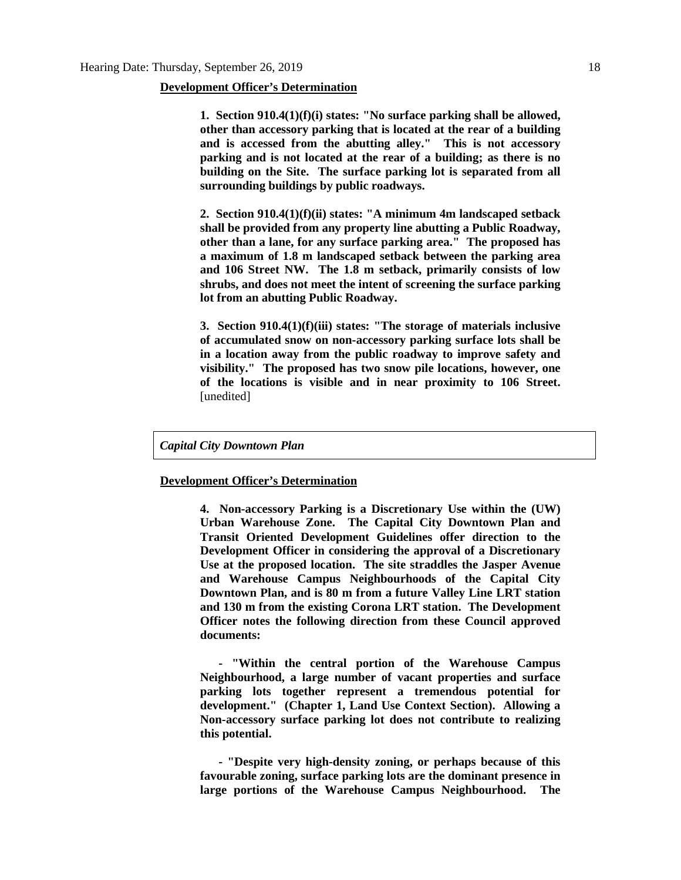**Development Officer's Determination**

> **1. Section 910.4(1)(f)(i) states: "No surface parking shall be allowed, other than accessory parking that is located at the rear of a building and is accessed from the abutting alley." This is not accessory parking and is not located at the rear of a building; as there is no building on the Site. The surface parking lot is separated from all surrounding buildings by public roadways.**
>
> **2. Section 910.4(1)(f)(ii) states: "A minimum 4m landscaped setback shall be provided from any property line abutting a Public Roadway, other than a lane, for any surface parking area." The proposed has a maximum of 1.8 m landscaped setback between the parking area and 106 Street NW. The 1.8 m setback, primarily consists of low shrubs, and does not meet the intent of screening the surface parking lot from an abutting Public Roadway.**
>
> **3. Section 910.4(1)(f)(iii) states: "The storage of materials inclusive of accumulated snow on non-accessory parking surface lots shall be in a location away from the public roadway to improve safety and visibility." The proposed has two snow pile locations, however, one of the locations is visible and in near proximity to 106 Street.** [unedited]

***Capital City Downtown Plan***

**Development Officer's Determination**

> **4. Non-accessory Parking is a Discretionary Use within the (UW) Urban Warehouse Zone. The Capital City Downtown Plan and Transit Oriented Development Guidelines offer direction to the Development Officer in considering the approval of a Discretionary Use at the proposed location. The site straddles the Jasper Avenue and Warehouse Campus Neighbourhoods of the Capital City Downtown Plan, and is 80 m from a future Valley Line LRT station and 130 m from the existing Corona LRT station. The Development Officer notes the following direction from these Council approved documents:**
>
> **- "Within the central portion of the Warehouse Campus Neighbourhood, a large number of vacant properties and surface parking lots together represent a tremendous potential for development." (Chapter 1, Land Use Context Section). Allowing a Non-accessory surface parking lot does not contribute to realizing this potential.**
>
> **- "Despite very high-density zoning, or perhaps because of this favourable zoning, surface parking lots are the dominant presence in large portions of the Warehouse Campus Neighbourhood. The**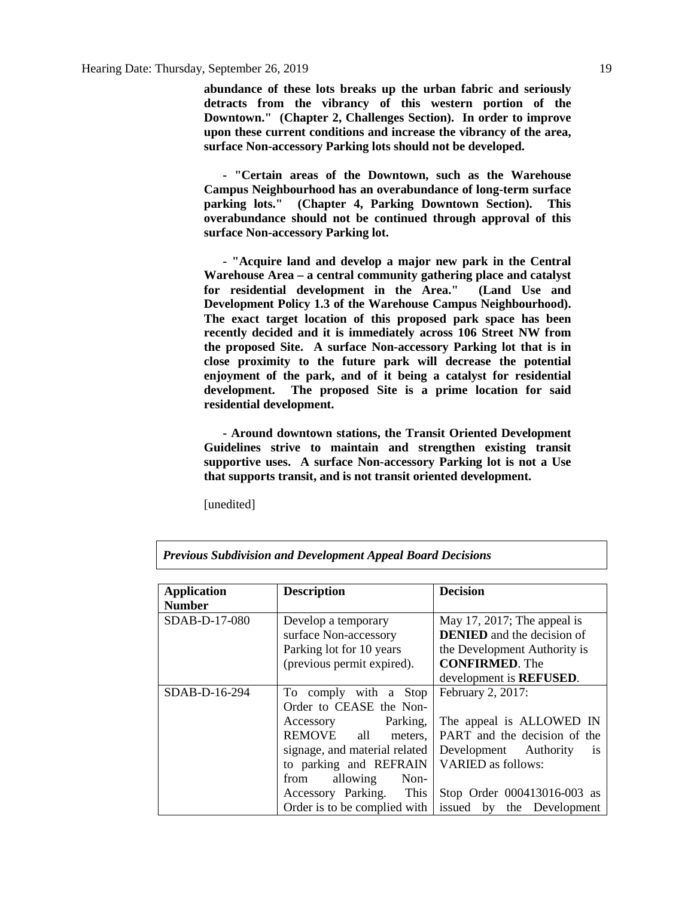**abundance of these lots breaks up the urban fabric and seriously detracts from the vibrancy of this western portion of the Downtown." (Chapter 2, Challenges Section). In order to improve upon these current conditions and increase the vibrancy of the area, surface Non-accessory Parking lots should not be developed.**

**- "Certain areas of the Downtown, such as the Warehouse Campus Neighbourhood has an overabundance of long-term surface parking lots." (Chapter 4, Parking Downtown Section). This overabundance should not be continued through approval of this surface Non-accessory Parking lot.**

**- "Acquire land and develop a major new park in the Central Warehouse Area – a central community gathering place and catalyst for residential development in the Area." (Land Use and Development Policy 1.3 of the Warehouse Campus Neighbourhood). The exact target location of this proposed park space has been recently decided and it is immediately across 106 Street NW from the proposed Site. A surface Non-accessory Parking lot that is in close proximity to the future park will decrease the potential enjoyment of the park, and of it being a catalyst for residential development. The proposed Site is a prime location for said residential development.**

**- Around downtown stations, the Transit Oriented Development Guidelines strive to maintain and strengthen existing transit supportive uses. A surface Non-accessory Parking lot is not a Use that supports transit, and is not transit oriented development.**

[unedited]

***Previous Subdivision and Development Appeal Board Decisions***

| **Application Number** | **Description** | **Decision** |
|---|---|---|
| SDAB-D-17-080 | Develop a temporary surface Non-accessory Parking lot for 10 years (previous permit expired). | May 17, 2017; The appeal is **DENIED** and the decision of the Development Authority is **CONFIRMED**. The development is **REFUSED**. |
| SDAB-D-16-294 | To comply with a Stop Order to CEASE the Non-Accessory Parking, REMOVE all meters, signage, and material related to parking and REFRAIN from allowing Non-Accessory Parking. This Order is to be complied with | February 2, 2017:<br><br>The appeal is ALLOWED IN PART and the decision of the Development Authority is VARIED as follows:<br><br>Stop Order 000413016-003 as issued by the Development |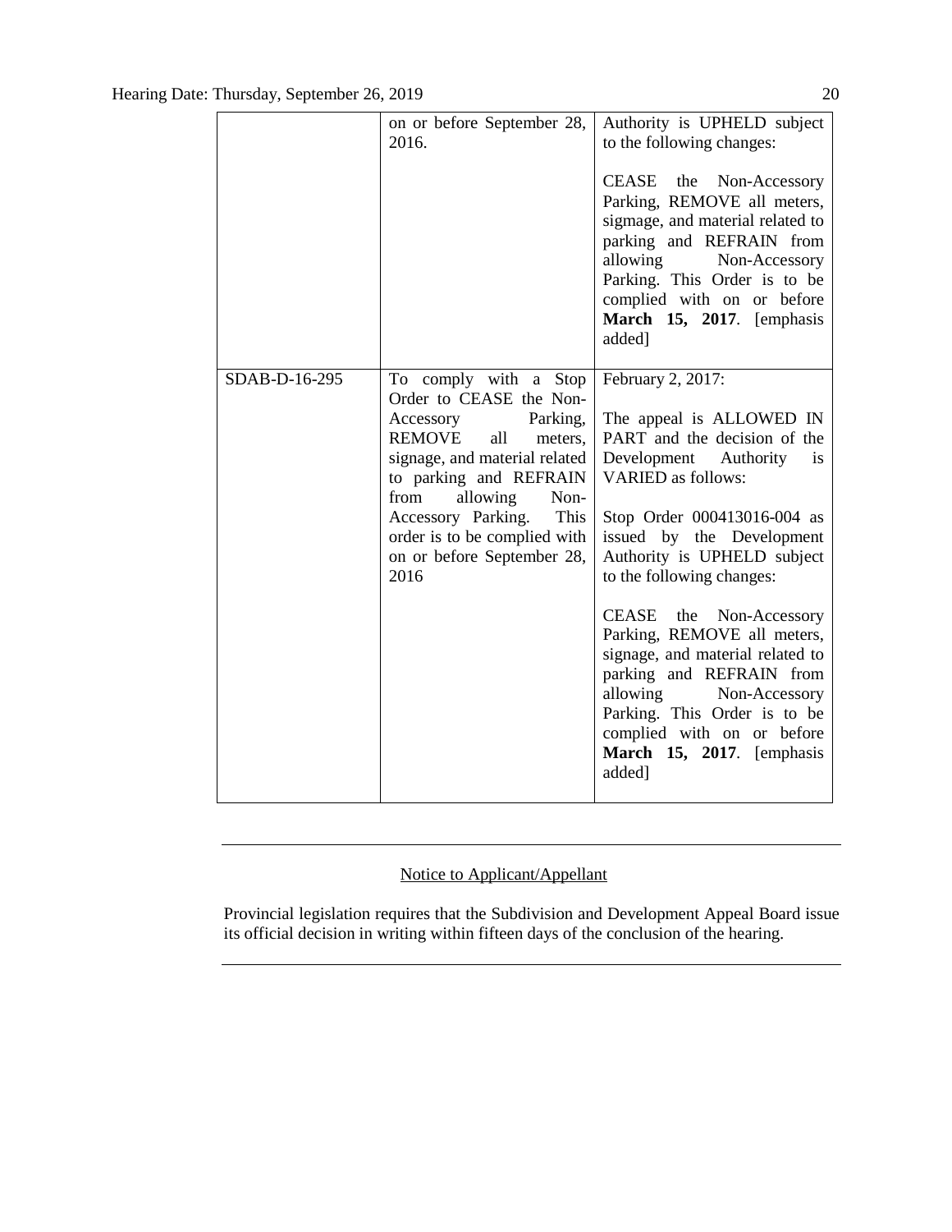| | | |
|---|---|---|
| | on or before September 28, 2016. | Authority is UPHELD subject to the following changes:<br><br>CEASE the Non-Accessory Parking, REMOVE all meters, sigmage, and material related to parking and REFRAIN from allowing Non-Accessory Parking. This Order is to be complied with on or before **March 15, 2017**. [emphasis added] |
| SDAB-D-16-295 | To comply with a Stop Order to CEASE the Non-Accessory Parking, REMOVE all meters, signage, and material related to parking and REFRAIN from allowing Non-Accessory Parking. This order is to be complied with on or before September 28, 2016 | February 2, 2017:<br><br>The appeal is ALLOWED IN PART and the decision of the Development Authority is VARIED as follows:<br><br>Stop Order 000413016-004 as issued by the Development Authority is UPHELD subject to the following changes:<br><br>CEASE the Non-Accessory Parking, REMOVE all meters, signage, and material related to parking and REFRAIN from allowing Non-Accessory Parking. This Order is to be complied with on or before **March 15, 2017**. [emphasis added] |

---

Notice to Applicant/Appellant

Provincial legislation requires that the Subdivision and Development Appeal Board issue its official decision in writing within fifteen days of the conclusion of the hearing.

---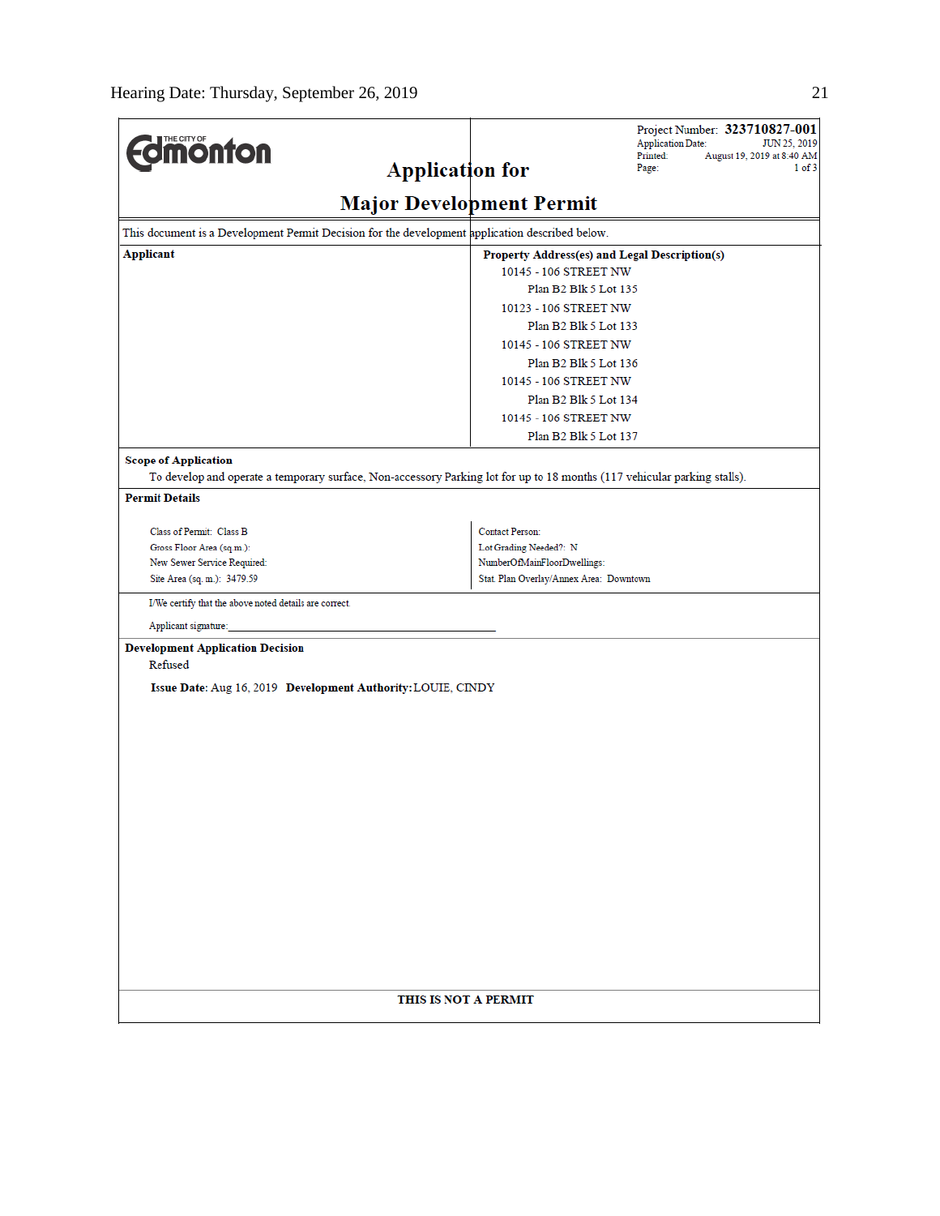THE CITY OF Edmonton

Project Number: **323710827-001**
Application Date: JUN 25, 2019
Printed: August 19, 2019 at 8:40 AM
Page: 1 of 3

# Application for Major Development Permit

This document is a Development Permit Decision for the development application described below.

**Applicant**

**Property Address(es) and Legal Description(s)**

10145 - 106 STREET NW
Plan B2 Blk 5 Lot 135

10123 - 106 STREET NW
Plan B2 Blk 5 Lot 133

10145 - 106 STREET NW
Plan B2 Blk 5 Lot 136

10145 - 106 STREET NW
Plan B2 Blk 5 Lot 134

10145 - 106 STREET NW
Plan B2 Blk 5 Lot 137

**Scope of Application**

To develop and operate a temporary surface, Non-accessory Parking lot for up to 18 months (117 vehicular parking stalls).

**Permit Details**

| | |
|---|---|
| Class of Permit: Class B | Contact Person: |
| Gross Floor Area (sq.m.): | Lot Grading Needed?: N |
| New Sewer Service Required: | NumberOfMainFloorDwellings: |
| Site Area (sq. m.): 3479.59 | Stat. Plan Overlay/Annex Area: Downtown |

I/We certify that the above noted details are correct.

Applicant signature:_______________________________

**Development Application Decision**

Refused

**Issue Date:** Aug 16, 2019 **Development Authority:** LOUIE, CINDY

**THIS IS NOT A PERMIT**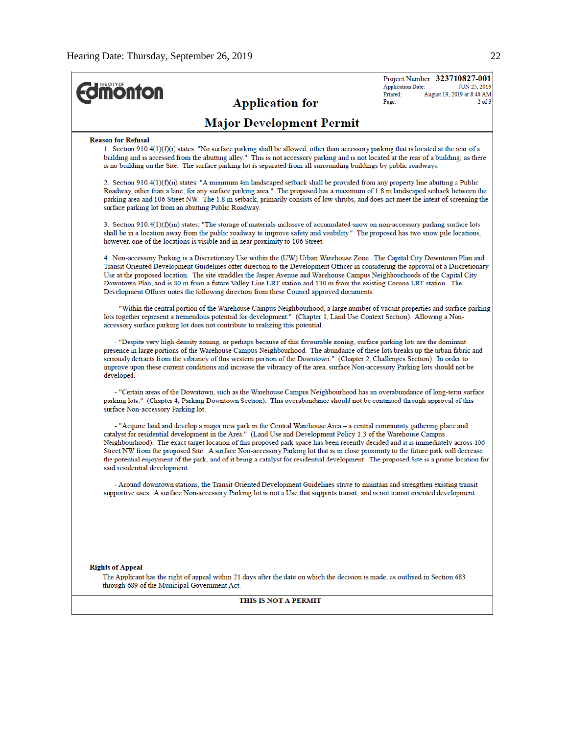THE CITY OF **Edmonton**

## Application for Major Development Permit

Project Number: **323710827-001**
Application Date: JUN 25, 2019
Printed: August 19, 2019 at 8:40 AM
Page: 2 of 3

**Reason for Refusal**

1. Section 910.4(1)(f)(i) states: "No surface parking shall be allowed, other than accessory parking that is located at the rear of a building and is accessed from the abutting alley." This is not accessory parking and is not located at the rear of a building; as there is no building on the Site. The surface parking lot is separated from all surrounding buildings by public roadways.

2. Section 910.4(1)(f)(ii) states: "A minimum 4m landscaped setback shall be provided from any property line abutting a Public Roadway, other than a lane, for any surface parking area." The proposed has a maximum of 1.8 m landscaped setback between the parking area and 106 Street NW. The 1.8 m setback, primarily consists of low shrubs, and does not meet the intent of screening the surface parking lot from an abutting Public Roadway.

3. Section 910.4(1)(f)(iii) states: "The storage of materials inclusive of accumulated snow on non-accessory parking surface lots shall be in a location away from the public roadway to improve safety and visibility." The proposed has two snow pile locations, however, one of the locations is visible and in near proximity to 106 Street.

4. Non-accessory Parking is a Discretionary Use within the (UW) Urban Warehouse Zone. The Capital City Downtown Plan and Transit Oriented Development Guidelines offer direction to the Development Officer in considering the approval of a Discretionary Use at the proposed location. The site straddles the Jasper Avenue and Warehouse Campus Neighbourhoods of the Capital City Downtown Plan, and is 80 m from a future Valley Line LRT station and 130 m from the existing Corona LRT station. The Development Officer notes the following direction from these Council approved documents:

- "Within the central portion of the Warehouse Campus Neighbourhood, a large number of vacant properties and surface parking lots together represent a tremendous potential for development." (Chapter 1, Land Use Context Section). Allowing a Non-accessory surface parking lot does not contribute to realizing this potential.

- "Despite very high-density zoning, or perhaps because of this favourable zoning, surface parking lots are the dominant presence in large portions of the Warehouse Campus Neighbourhood. The abundance of these lots breaks up the urban fabric and seriously detracts from the vibrancy of this western portion of the Downtown." (Chapter 2, Challenges Section). In order to improve upon these current conditions and increase the vibrancy of the area, surface Non-accessory Parking lots should not be developed.

- "Certain areas of the Downtown, such as the Warehouse Campus Neighbourhood has an overabundance of long-term surface parking lots." (Chapter 4, Parking Downtown Section). This overabundance should not be continued through approval of this surface Non-accessory Parking lot.

- "Acquire land and develop a major new park in the Central Warehouse Area – a central community gathering place and catalyst for residential development in the Area." (Land Use and Development Policy 1.3 of the Warehouse Campus Neighbourhood). The exact target location of this proposed park space has been recently decided and it is immediately across 106 Street NW from the proposed Site. A surface Non-accessory Parking lot that is in close proximity to the future park will decrease the potential enjoyment of the park, and of it being a catalyst for residential development. The proposed Site is a prime location for said residential development.

- Around downtown stations, the Transit Oriented Development Guidelines strive to maintain and strengthen existing transit supportive uses. A surface Non-accessory Parking lot is not a Use that supports transit, and is not transit oriented development.

**Rights of Appeal**

The Applicant has the right of appeal within 21 days after the date on which the decision is made, as outlined in Section 683 through 689 of the Municipal Government Act.

**THIS IS NOT A PERMIT**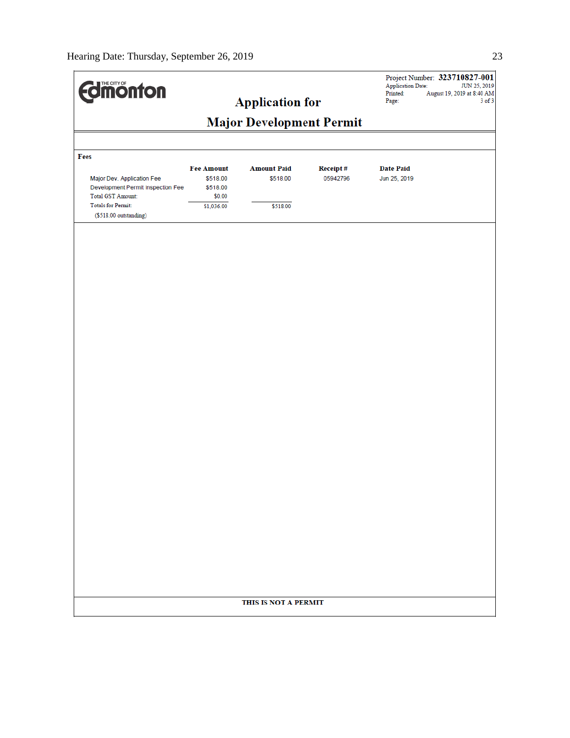THE CITY OF Edmonton

# Application for

# Major Development Permit

Project Number: **323710827-001**
Application Date: JUN 25, 2019
Printed: August 19, 2019 at 8:40 AM
Page: 3 of 3

**Fees**

| | Fee Amount | Amount Paid | Receipt # | Date Paid |
|---|---|---|---|---|
| Major Dev. Application Fee | $518.00 | $518.00 | 05942796 | Jun 25, 2019 |
| Development Permit Inspection Fee | $518.00 | | | |
| Total GST Amount: | $0.00 | | | |
| Totals for Permit: | $1,036.00 | $518.00 | | |
| ($518.00 outstanding) | | | | |

**THIS IS NOT A PERMIT**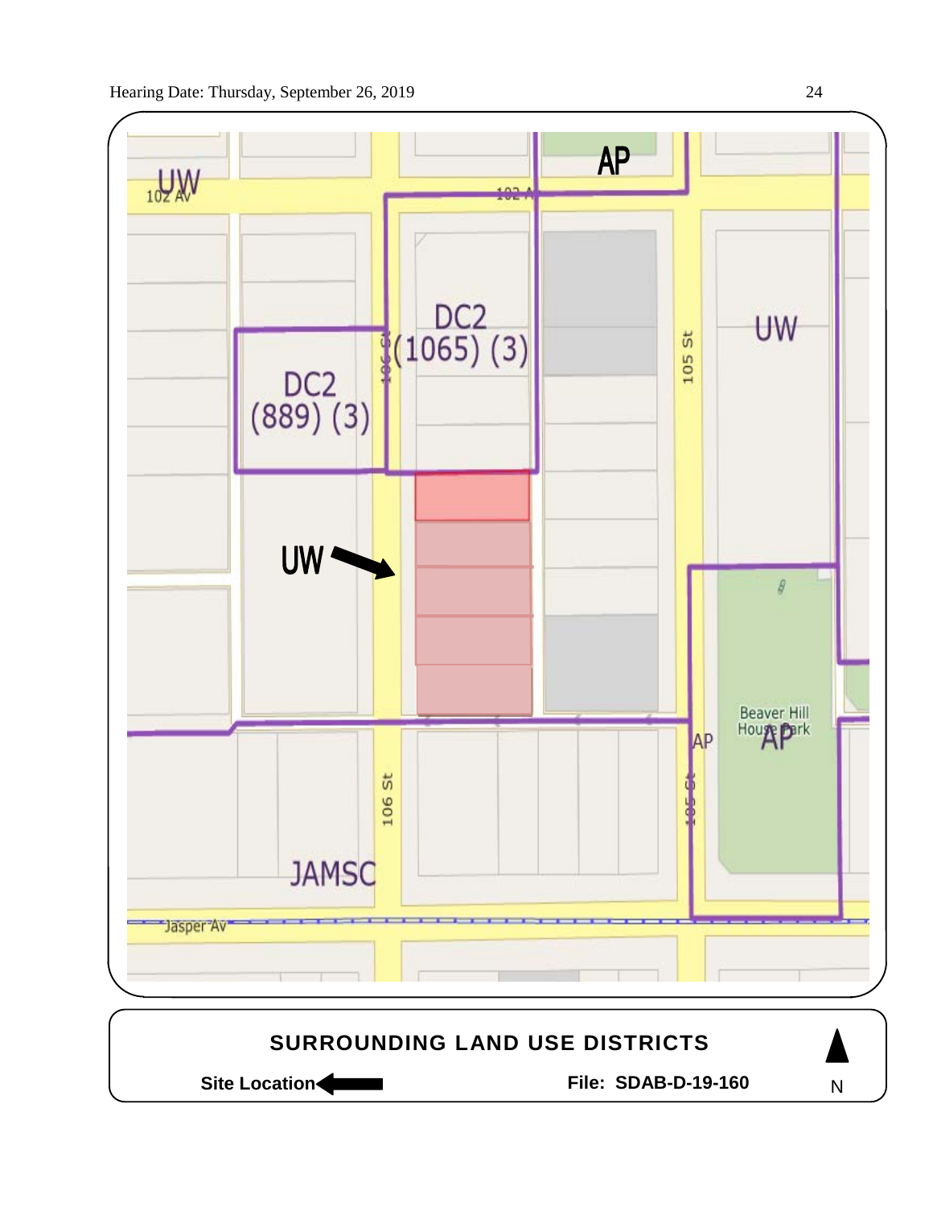UW

102 Av

102 A

AP

DC2
(1065) (3)

106 St

105 St

UW

DC2
(889) (3)

UW

Beaver Hill
House Park

AP

AP

106 St

105 St

JAMSC

Jasper Av

**SURROUNDING LAND USE DISTRICTS**

**Site Location**

**File: SDAB-D-19-160**

N